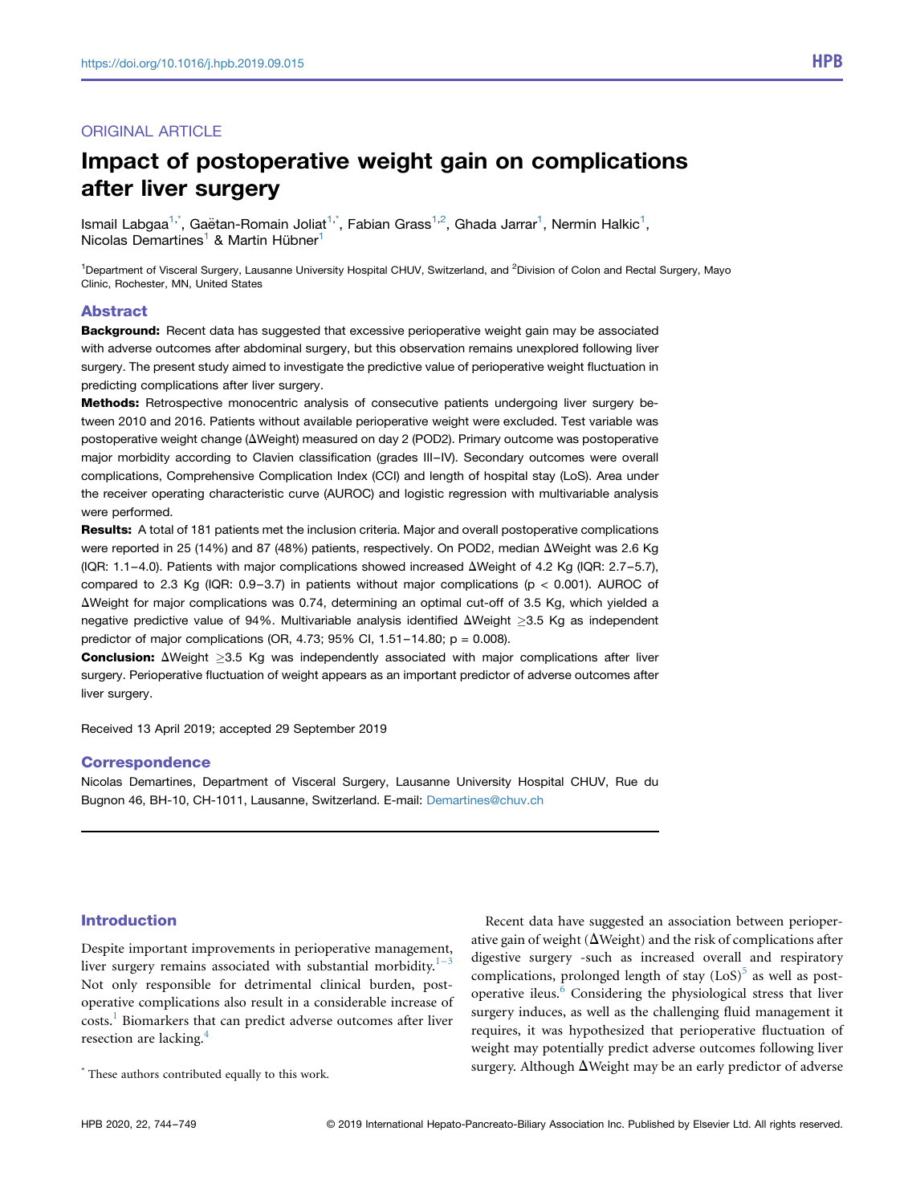ORIGINAL ARTICLE

# Impact of postoperative weight gain on complications after liver surgery

Ismail Labgaa[1,*], Gaëtan-Romain Joliat[1,*], Fabian Grass[1,2], Ghada Jarrar[1], Nermin Halkic[1], Nicolas Demartines[1] & Martin Hübner[1]

[1]Department of Visceral Surgery, Lausanne University Hospital CHUV, Switzerland, and [2]Division of Colon and Rectal Surgery, Mayo Clinic, Rochester, MN, United States

## Abstract

**Background:** Recent data has suggested that excessive perioperative weight gain may be associated with adverse outcomes after abdominal surgery, but this observation remains unexplored following liver surgery. The present study aimed to investigate the predictive value of perioperative weight fluctuation in predicting complications after liver surgery.

**Methods:** Retrospective monocentric analysis of consecutive patients undergoing liver surgery between 2010 and 2016. Patients without available perioperative weight were excluded. Test variable was postoperative weight change (ΔWeight) measured on day 2 (POD2). Primary outcome was postoperative major morbidity according to Clavien classification (grades III–IV). Secondary outcomes were overall complications, Comprehensive Complication Index (CCI) and length of hospital stay (LoS). Area under the receiver operating characteristic curve (AUROC) and logistic regression with multivariable analysis were performed.

**Results:** A total of 181 patients met the inclusion criteria. Major and overall postoperative complications were reported in 25 (14%) and 87 (48%) patients, respectively. On POD2, median ΔWeight was 2.6 Kg (IQR: 1.1–4.0). Patients with major complications showed increased ΔWeight of 4.2 Kg (IQR: 2.7–5.7), compared to 2.3 Kg (IQR: 0.9–3.7) in patients without major complications ($p < 0.001$). AUROC of ΔWeight for major complications was 0.74, determining an optimal cut-off of 3.5 Kg, which yielded a negative predictive value of 94%. Multivariable analysis identified ΔWeight ≥3.5 Kg as independent predictor of major complications (OR, 4.73; 95% CI, 1.51–14.80; $p = 0.008$).

**Conclusion:** ΔWeight ≥3.5 Kg was independently associated with major complications after liver surgery. Perioperative fluctuation of weight appears as an important predictor of adverse outcomes after liver surgery.

Received 13 April 2019; accepted 29 September 2019

## Correspondence

Nicolas Demartines, Department of Visceral Surgery, Lausanne University Hospital CHUV, Rue du Bugnon 46, BH-10, CH-1011, Lausanne, Switzerland. E-mail: Demartines@chuv.ch

## Introduction

Despite important improvements in perioperative management, liver surgery remains associated with substantial morbidity.[1–3] Not only responsible for detrimental clinical burden, postoperative complications also result in a considerable increase of costs.[1] Biomarkers that can predict adverse outcomes after liver resection are lacking.[4]

Recent data have suggested an association between perioperative gain of weight (ΔWeight) and the risk of complications after digestive surgery -such as increased overall and respiratory complications, prolonged length of stay (LoS)[5] as well as postoperative ileus.[6] Considering the physiological stress that liver surgery induces, as well as the challenging fluid management it requires, it was hypothesized that perioperative fluctuation of weight may potentially predict adverse outcomes following liver surgery. Although ΔWeight may be an early predictor of adverse

[*] These authors contributed equally to this work.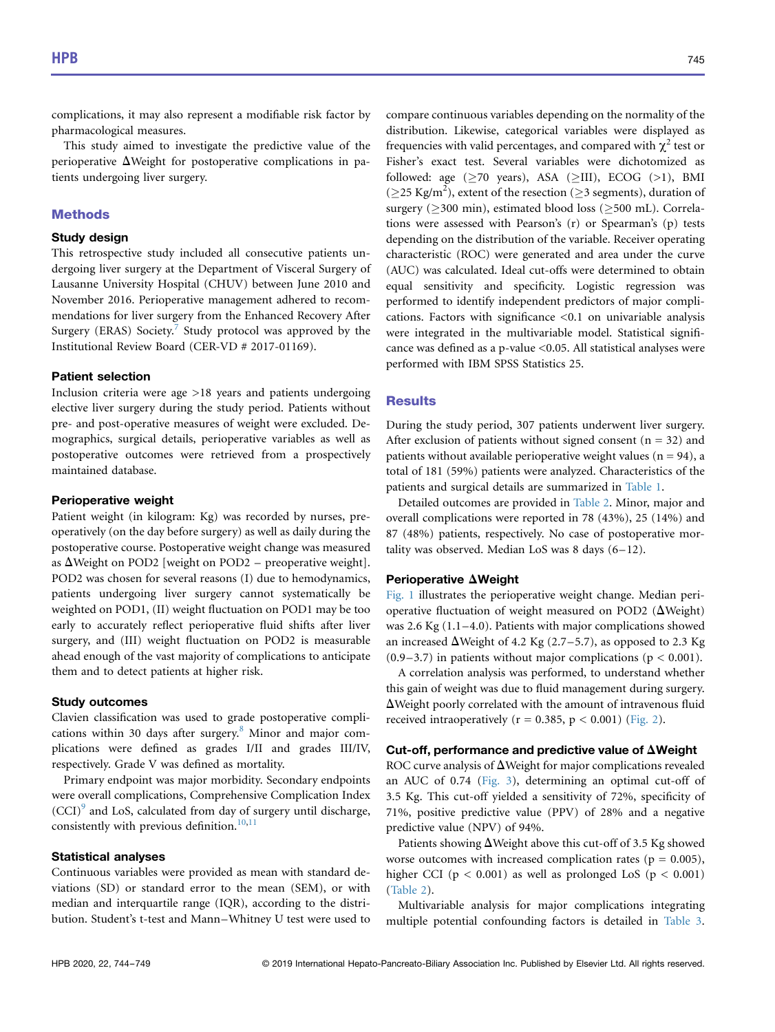complications, it may also represent a modifiable risk factor by pharmacological measures.

This study aimed to investigate the predictive value of the perioperative ΔWeight for postoperative complications in patients undergoing liver surgery.

## Methods

### Study design

This retrospective study included all consecutive patients undergoing liver surgery at the Department of Visceral Surgery of Lausanne University Hospital (CHUV) between June 2010 and November 2016. Perioperative management adhered to recommendations for liver surgery from the Enhanced Recovery After Surgery (ERAS) Society.[7] Study protocol was approved by the Institutional Review Board (CER-VD # 2017-01169).

### Patient selection

Inclusion criteria were age >18 years and patients undergoing elective liver surgery during the study period. Patients without pre- and post-operative measures of weight were excluded. Demographics, surgical details, perioperative variables as well as postoperative outcomes were retrieved from a prospectively maintained database.

### Perioperative weight

Patient weight (in kilogram: Kg) was recorded by nurses, preoperatively (on the day before surgery) as well as daily during the postoperative course. Postoperative weight change was measured as ΔWeight on POD2 [weight on POD2 – preoperative weight]. POD2 was chosen for several reasons (I) due to hemodynamics, patients undergoing liver surgery cannot systematically be weighted on POD1, (II) weight fluctuation on POD1 may be too early to accurately reflect perioperative fluid shifts after liver surgery, and (III) weight fluctuation on POD2 is measurable ahead enough of the vast majority of complications to anticipate them and to detect patients at higher risk.

### Study outcomes

Clavien classification was used to grade postoperative complications within 30 days after surgery.[8] Minor and major complications were defined as grades I/II and grades III/IV, respectively. Grade V was defined as mortality.

Primary endpoint was major morbidity. Secondary endpoints were overall complications, Comprehensive Complication Index (CCI)[9] and LoS, calculated from day of surgery until discharge, consistently with previous definition.[10,11]

### Statistical analyses

Continuous variables were provided as mean with standard deviations (SD) or standard error to the mean (SEM), or with median and interquartile range (IQR), according to the distribution. Student's t-test and Mann–Whitney U test were used to compare continuous variables depending on the normality of the distribution. Likewise, categorical variables were displayed as frequencies with valid percentages, and compared with $\chi^2$ test or Fisher's exact test. Several variables were dichotomized as followed: age (≥70 years), ASA (≥III), ECOG (>1), BMI (≥25 Kg/m$^2$), extent of the resection (≥3 segments), duration of surgery (≥300 min), estimated blood loss (≥500 mL). Correlations were assessed with Pearson's (r) or Spearman's (ρ) tests depending on the distribution of the variable. Receiver operating characteristic (ROC) were generated and area under the curve (AUC) was calculated. Ideal cut-offs were determined to obtain equal sensitivity and specificity. Logistic regression was performed to identify independent predictors of major complications. Factors with significance <0.1 on univariable analysis were integrated in the multivariable model. Statistical significance was defined as a p-value <0.05. All statistical analyses were performed with IBM SPSS Statistics 25.

## Results

During the study period, 307 patients underwent liver surgery. After exclusion of patients without signed consent (n = 32) and patients without available perioperative weight values (n = 94), a total of 181 (59%) patients were analyzed. Characteristics of the patients and surgical details are summarized in Table 1.

Detailed outcomes are provided in Table 2. Minor, major and overall complications were reported in 78 (43%), 25 (14%) and 87 (48%) patients, respectively. No case of postoperative mortality was observed. Median LoS was 8 days (6–12).

### Perioperative ΔWeight

Fig. 1 illustrates the perioperative weight change. Median perioperative fluctuation of weight measured on POD2 (ΔWeight) was 2.6 Kg (1.1–4.0). Patients with major complications showed an increased ΔWeight of 4.2 Kg (2.7–5.7), as opposed to 2.3 Kg (0.9–3.7) in patients without major complications ($p < 0.001$).

A correlation analysis was performed, to understand whether this gain of weight was due to fluid management during surgery. ΔWeight poorly correlated with the amount of intravenous fluid received intraoperatively ($r = 0.385$, $p < 0.001$) (Fig. 2).

### Cut-off, performance and predictive value of ΔWeight

ROC curve analysis of ΔWeight for major complications revealed an AUC of 0.74 (Fig. 3), determining an optimal cut-off of 3.5 Kg. This cut-off yielded a sensitivity of 72%, specificity of 71%, positive predictive value (PPV) of 28% and a negative predictive value (NPV) of 94%.

Patients showing ΔWeight above this cut-off of 3.5 Kg showed worse outcomes with increased complication rates ($p = 0.005$), higher CCI ($p < 0.001$) as well as prolonged LoS ($p < 0.001$) (Table 2).

Multivariable analysis for major complications integrating multiple potential confounding factors is detailed in Table 3.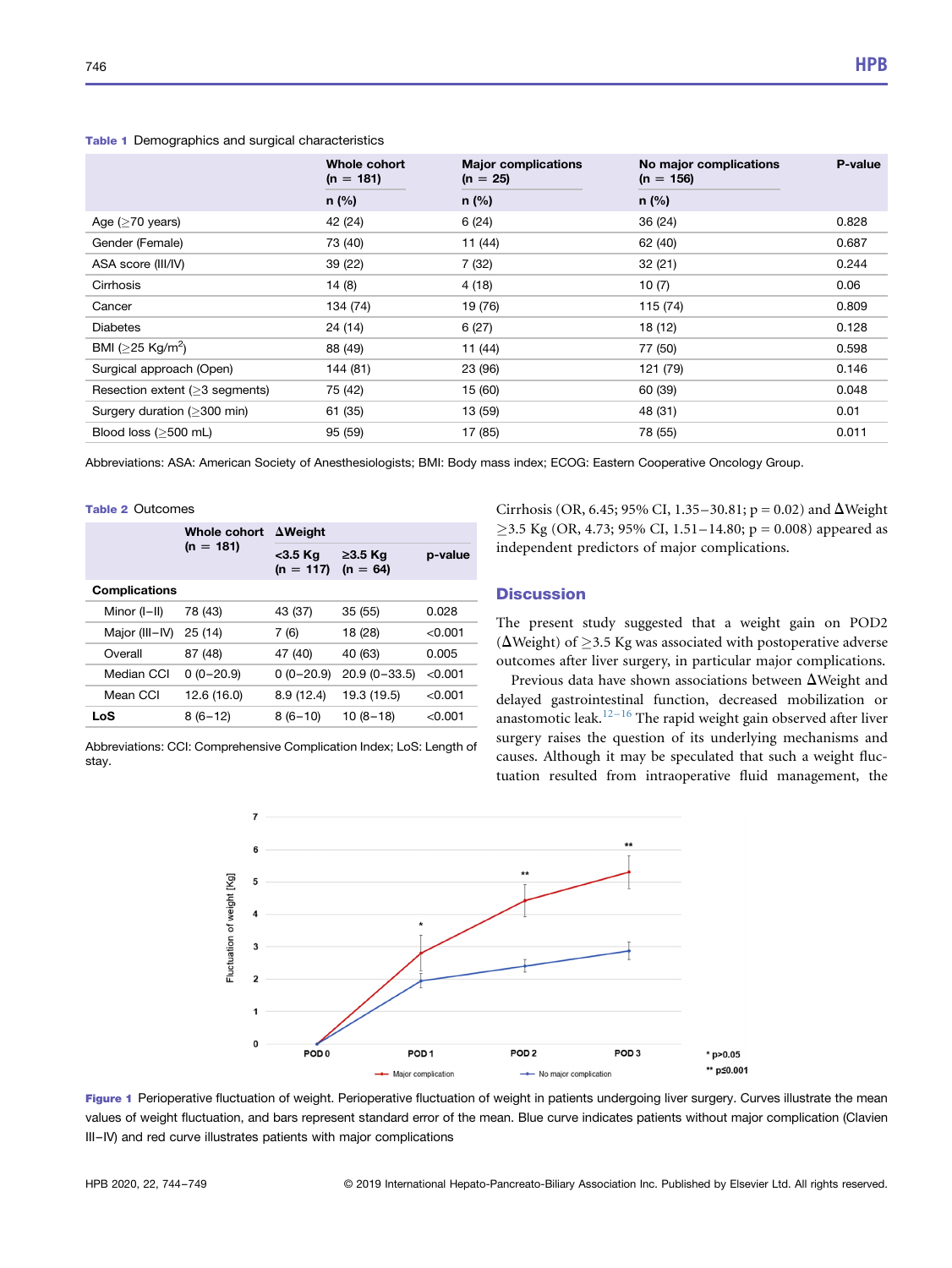**Table 1** Demographics and surgical characteristics

| | Whole cohort (n = 181) | Major complications (n = 25) | No major complications (n = 156) | P-value |
|---|---|---|---|---|
| | n (%) | n (%) | n (%) | |
| Age (≥70 years) | 42 (24) | 6 (24) | 36 (24) | 0.828 |
| Gender (Female) | 73 (40) | 11 (44) | 62 (40) | 0.687 |
| ASA score (III/IV) | 39 (22) | 7 (32) | 32 (21) | 0.244 |
| Cirrhosis | 14 (8) | 4 (18) | 10 (7) | 0.06 |
| Cancer | 134 (74) | 19 (76) | 115 (74) | 0.809 |
| Diabetes | 24 (14) | 6 (27) | 18 (12) | 0.128 |
| BMI (≥25 Kg/m$^2$) | 88 (49) | 11 (44) | 77 (50) | 0.598 |
| Surgical approach (Open) | 144 (81) | 23 (96) | 121 (79) | 0.146 |
| Resection extent (≥3 segments) | 75 (42) | 15 (60) | 60 (39) | 0.048 |
| Surgery duration (≥300 min) | 61 (35) | 13 (59) | 48 (31) | 0.01 |
| Blood loss (≥500 mL) | 95 (59) | 17 (85) | 78 (55) | 0.011 |

Abbreviations: ASA: American Society of Anesthesiologists; BMI: Body mass index; ECOG: Eastern Cooperative Oncology Group.

**Table 2** Outcomes

| | Whole cohort (n = 181) | ΔWeight | | |
|---|---|---|---|---|
| | | <3.5 Kg (n = 117) | ≥3.5 Kg (n = 64) | p-value |
| **Complications** | | | | |
| Minor (I–II) | 78 (43) | 43 (37) | 35 (55) | 0.028 |
| Major (III–IV) | 25 (14) | 7 (6) | 18 (28) | <0.001 |
| Overall | 87 (48) | 47 (40) | 40 (63) | 0.005 |
| Median CCI | 0 (0–20.9) | 0 (0–20.9) | 20.9 (0–33.5) | <0.001 |
| Mean CCI | 12.6 (16.0) | 8.9 (12.4) | 19.3 (19.5) | <0.001 |
| **LoS** | 8 (6–12) | 8 (6–10) | 10 (8–18) | <0.001 |

Abbreviations: CCI: Comprehensive Complication Index; LoS: Length of stay.

Cirrhosis (OR, 6.45; 95% CI, 1.35–30.81; p = 0.02) and ΔWeight ≥3.5 Kg (OR, 4.73; 95% CI, 1.51–14.80; p = 0.008) appeared as independent predictors of major complications.

## Discussion

The present study suggested that a weight gain on POD2 (ΔWeight) of ≥3.5 Kg was associated with postoperative adverse outcomes after liver surgery, in particular major complications.

Previous data have shown associations between ΔWeight and delayed gastrointestinal function, decreased mobilization or anastomotic leak.[12–16] The rapid weight gain observed after liver surgery raises the question of its underlying mechanisms and causes. Although it may be speculated that such a weight fluctuation resulted from intraoperative fluid management, the

**Figure 1** Perioperative fluctuation of weight. Perioperative fluctuation of weight in patients undergoing liver surgery. Curves illustrate the mean values of weight fluctuation, and bars represent standard error of the mean. Blue curve indicates patients without major complication (Clavien III–IV) and red curve illustrates patients with major complications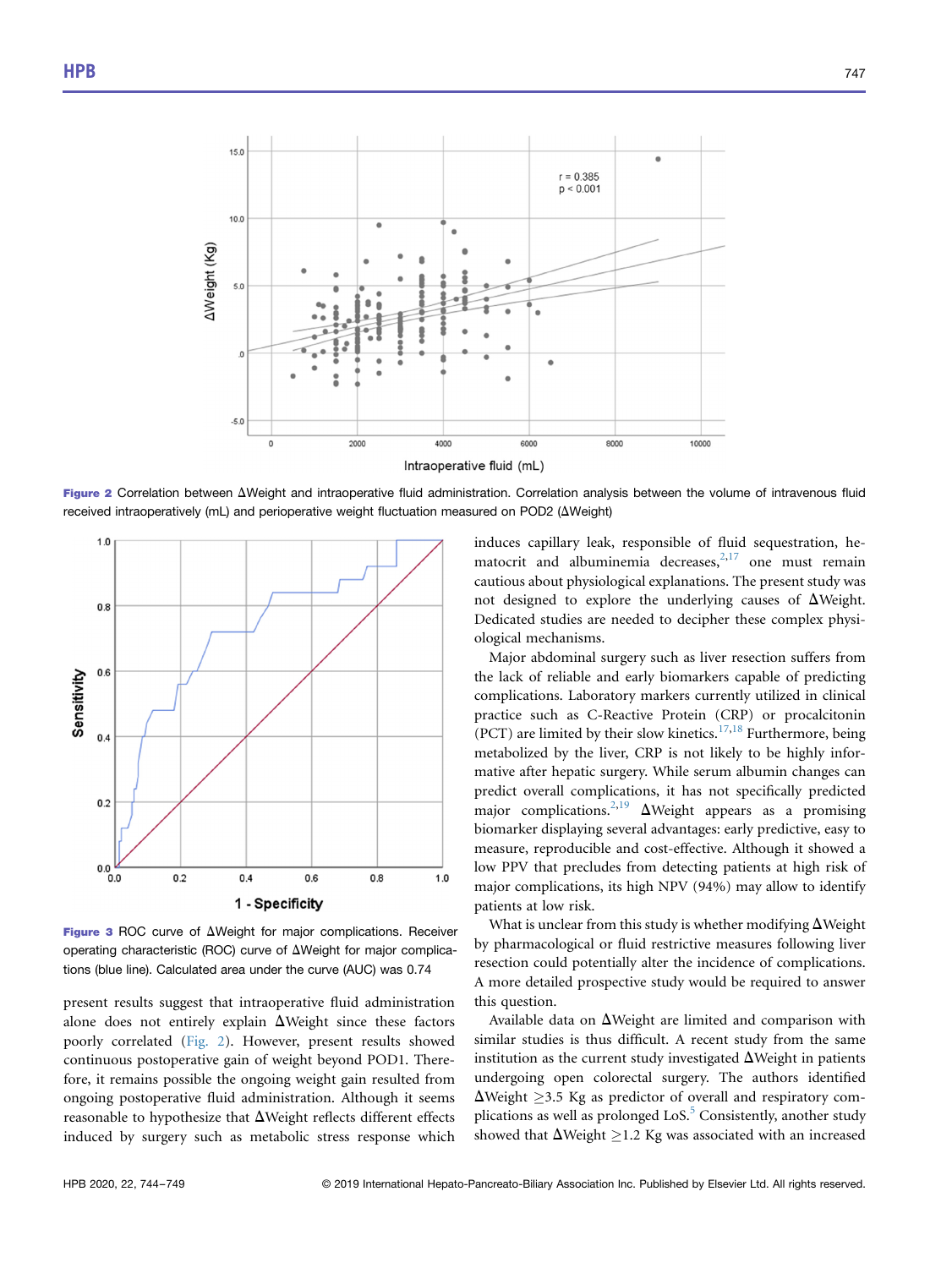Figure 2 Correlation between ΔWeight and intraoperative fluid administration. Correlation analysis between the volume of intravenous fluid received intraoperatively (mL) and perioperative weight fluctuation measured on POD2 (ΔWeight)

Figure 3 ROC curve of ΔWeight for major complications. Receiver operating characteristic (ROC) curve of ΔWeight for major complications (blue line). Calculated area under the curve (AUC) was 0.74

present results suggest that intraoperative fluid administration alone does not entirely explain ΔWeight since these factors poorly correlated (Fig. 2). However, present results showed continuous postoperative gain of weight beyond POD1. Therefore, it remains possible the ongoing weight gain resulted from ongoing postoperative fluid administration. Although it seems reasonable to hypothesize that ΔWeight reflects different effects induced by surgery such as metabolic stress response which induces capillary leak, responsible of fluid sequestration, hematocrit and albuminemia decreases,[2,17] one must remain cautious about physiological explanations. The present study was not designed to explore the underlying causes of ΔWeight. Dedicated studies are needed to decipher these complex physiological mechanisms.

Major abdominal surgery such as liver resection suffers from the lack of reliable and early biomarkers capable of predicting complications. Laboratory markers currently utilized in clinical practice such as C-Reactive Protein (CRP) or procalcitonin (PCT) are limited by their slow kinetics.[17,18] Furthermore, being metabolized by the liver, CRP is not likely to be highly informative after hepatic surgery. While serum albumin changes can predict overall complications, it has not specifically predicted major complications.[2,19] ΔWeight appears as a promising biomarker displaying several advantages: early predictive, easy to measure, reproducible and cost-effective. Although it showed a low PPV that precludes from detecting patients at high risk of major complications, its high NPV (94%) may allow to identify patients at low risk.

What is unclear from this study is whether modifying ΔWeight by pharmacological or fluid restrictive measures following liver resection could potentially alter the incidence of complications. A more detailed prospective study would be required to answer this question.

Available data on ΔWeight are limited and comparison with similar studies is thus difficult. A recent study from the same institution as the current study investigated ΔWeight in patients undergoing open colorectal surgery. The authors identified ΔWeight $\geq$3.5 Kg as predictor of overall and respiratory complications as well as prolonged LoS.[5] Consistently, another study showed that ΔWeight $\geq$1.2 Kg was associated with an increased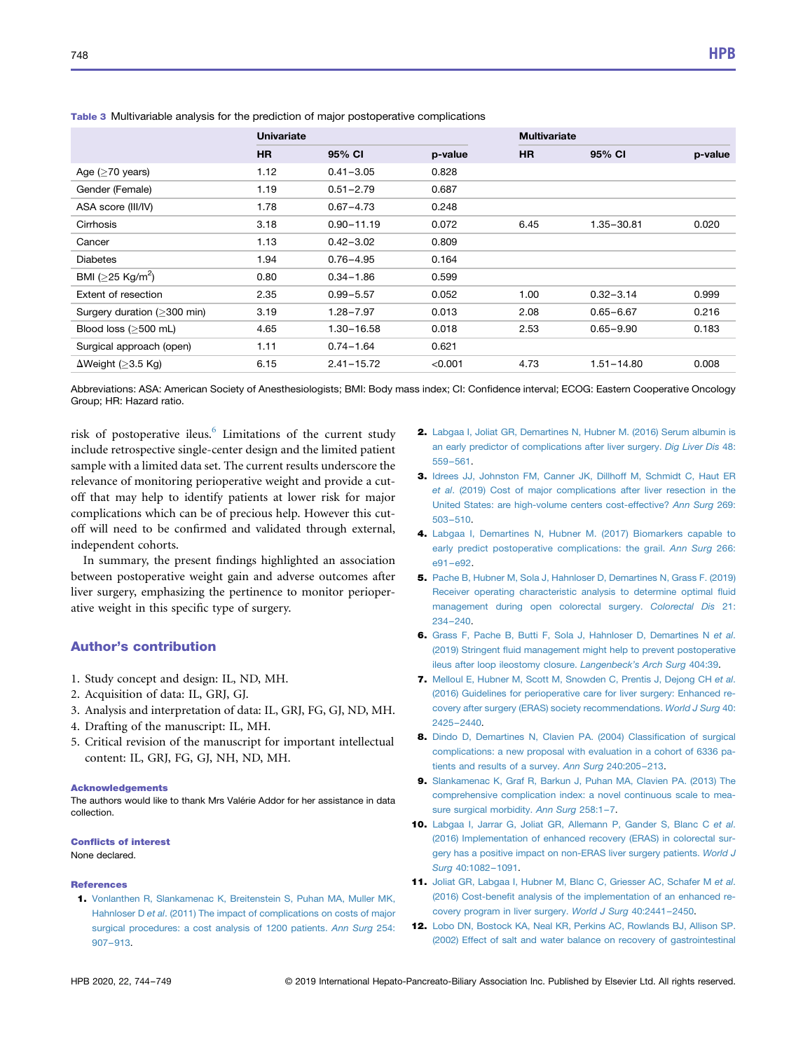**Table 3** Multivariable analysis for the prediction of major postoperative complications

| | Univariate | | | Multivariate | | |
|---|---|---|---|---|---|---|
| | HR | 95% CI | p-value | HR | 95% CI | p-value |
| Age (≥70 years) | 1.12 | 0.41–3.05 | 0.828 | | | |
| Gender (Female) | 1.19 | 0.51–2.79 | 0.687 | | | |
| ASA score (III/IV) | 1.78 | 0.67–4.73 | 0.248 | | | |
| Cirrhosis | 3.18 | 0.90–11.19 | 0.072 | 6.45 | 1.35–30.81 | 0.020 |
| Cancer | 1.13 | 0.42–3.02 | 0.809 | | | |
| Diabetes | 1.94 | 0.76–4.95 | 0.164 | | | |
| BMI (≥25 Kg/m$^2$) | 0.80 | 0.34–1.86 | 0.599 | | | |
| Extent of resection | 2.35 | 0.99–5.57 | 0.052 | 1.00 | 0.32–3.14 | 0.999 |
| Surgery duration (≥300 min) | 3.19 | 1.28–7.97 | 0.013 | 2.08 | 0.65–6.67 | 0.216 |
| Blood loss (≥500 mL) | 4.65 | 1.30–16.58 | 0.018 | 2.53 | 0.65–9.90 | 0.183 |
| Surgical approach (open) | 1.11 | 0.74–1.64 | 0.621 | | | |
| ΔWeight (≥3.5 Kg) | 6.15 | 2.41–15.72 | <0.001 | 4.73 | 1.51–14.80 | 0.008 |

Abbreviations: ASA: American Society of Anesthesiologists; BMI: Body mass index; CI: Confidence interval; ECOG: Eastern Cooperative Oncology Group; HR: Hazard ratio.

risk of postoperative ileus.[6] Limitations of the current study include retrospective single-center design and the limited patient sample with a limited data set. The current results underscore the relevance of monitoring perioperative weight and provide a cut-off that may help to identify patients at lower risk for major complications which can be of precious help. However this cut-off will need to be confirmed and validated through external, independent cohorts.

In summary, the present findings highlighted an association between postoperative weight gain and adverse outcomes after liver surgery, emphasizing the pertinence to monitor perioperative weight in this specific type of surgery.

## Author's contribution

1. Study concept and design: IL, ND, MH.
2. Acquisition of data: IL, GRJ, GJ.
3. Analysis and interpretation of data: IL, GRJ, FG, GJ, ND, MH.
4. Drafting of the manuscript: IL, MH.
5. Critical revision of the manuscript for important intellectual content: IL, GRJ, FG, GJ, NH, ND, MH.

### Acknowledgements

The authors would like to thank Mrs Valérie Addor for her assistance in data collection.

### Conflicts of interest

None declared.

### References

1. Vonlanthen R, Slankamenac K, Breitenstein S, Puhan MA, Muller MK, Hahnloser D *et al*. (2011) The impact of complications on costs of major surgical procedures: a cost analysis of 1200 patients. *Ann Surg* 254: 907–913.
2. Labgaa I, Joliat GR, Demartines N, Hubner M. (2016) Serum albumin is an early predictor of complications after liver surgery. *Dig Liver Dis* 48: 559–561.
3. Idrees JJ, Johnston FM, Canner JK, Dillhoff M, Schmidt C, Haut ER *et al*. (2019) Cost of major complications after liver resection in the United States: are high-volume centers cost-effective? *Ann Surg* 269: 503–510.
4. Labgaa I, Demartines N, Hubner M. (2017) Biomarkers capable to early predict postoperative complications: the grail. *Ann Surg* 266: e91–e92.
5. Pache B, Hubner M, Sola J, Hahnloser D, Demartines N, Grass F. (2019) Receiver operating characteristic analysis to determine optimal fluid management during open colorectal surgery. *Colorectal Dis* 21: 234–240.
6. Grass F, Pache B, Butti F, Sola J, Hahnloser D, Demartines N *et al*. (2019) Stringent fluid management might help to prevent postoperative ileus after loop ileostomy closure. *Langenbeck's Arch Surg* 404:39.
7. Melloul E, Hubner M, Scott M, Snowden C, Prentis J, Dejong CH *et al*. (2016) Guidelines for perioperative care for liver surgery: Enhanced recovery after surgery (ERAS) society recommendations. *World J Surg* 40: 2425–2440.
8. Dindo D, Demartines N, Clavien PA. (2004) Classification of surgical complications: a new proposal with evaluation in a cohort of 6336 patients and results of a survey. *Ann Surg* 240:205–213.
9. Slankamenac K, Graf R, Barkun J, Puhan MA, Clavien PA. (2013) The comprehensive complication index: a novel continuous scale to measure surgical morbidity. *Ann Surg* 258:1–7.
10. Labgaa I, Jarrar G, Joliat GR, Allemann P, Gander S, Blanc C *et al*. (2016) Implementation of enhanced recovery (ERAS) in colorectal surgery has a positive impact on non-ERAS liver surgery patients. *World J Surg* 40:1082–1091.
11. Joliat GR, Labgaa I, Hubner M, Blanc C, Griesser AC, Schafer M *et al*. (2016) Cost-benefit analysis of the implementation of an enhanced recovery program in liver surgery. *World J Surg* 40:2441–2450.
12. Lobo DN, Bostock KA, Neal KR, Perkins AC, Rowlands BJ, Allison SP. (2002) Effect of salt and water balance on recovery of gastrointestinal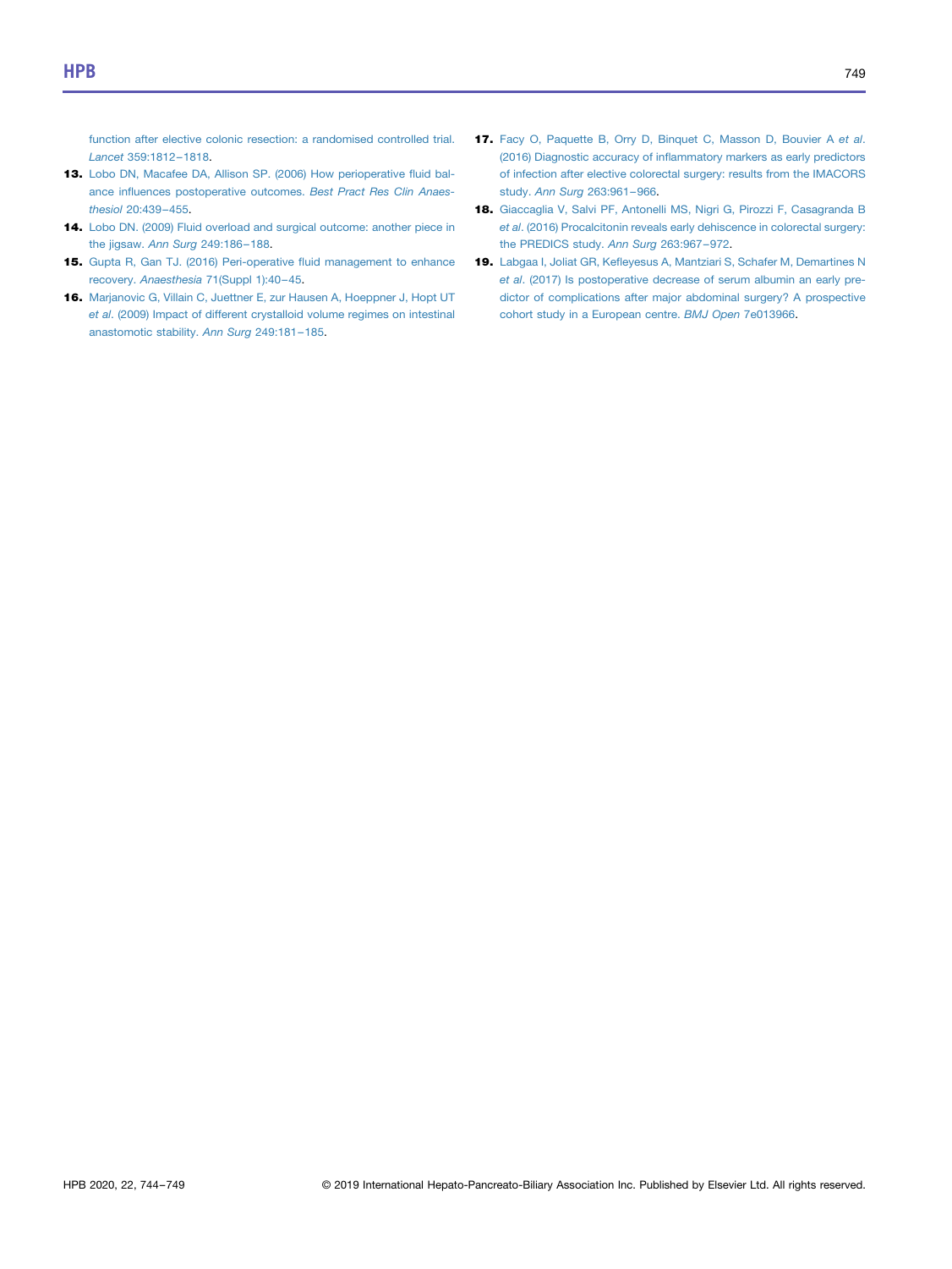function after elective colonic resection: a randomised controlled trial. *Lancet* 359:1812–1818.

13. Lobo DN, Macafee DA, Allison SP. (2006) How perioperative fluid balance influences postoperative outcomes. *Best Pract Res Clin Anaesthesiol* 20:439–455.
14. Lobo DN. (2009) Fluid overload and surgical outcome: another piece in the jigsaw. *Ann Surg* 249:186–188.
15. Gupta R, Gan TJ. (2016) Peri-operative fluid management to enhance recovery. *Anaesthesia* 71(Suppl 1):40–45.
16. Marjanovic G, Villain C, Juettner E, zur Hausen A, Hoeppner J, Hopt UT *et al*. (2009) Impact of different crystalloid volume regimes on intestinal anastomotic stability. *Ann Surg* 249:181–185.
17. Facy O, Paquette B, Orry D, Binquet C, Masson D, Bouvier A *et al*. (2016) Diagnostic accuracy of inflammatory markers as early predictors of infection after elective colorectal surgery: results from the IMACORS study. *Ann Surg* 263:961–966.
18. Giaccaglia V, Salvi PF, Antonelli MS, Nigri G, Pirozzi F, Casagranda B *et al*. (2016) Procalcitonin reveals early dehiscence in colorectal surgery: the PREDICS study. *Ann Surg* 263:967–972.
19. Labgaa I, Joliat GR, Kefleyesus A, Mantziari S, Schafer M, Demartines N *et al*. (2017) Is postoperative decrease of serum albumin an early predictor of complications after major abdominal surgery? A prospective cohort study in a European centre. *BMJ Open* 7e013966.